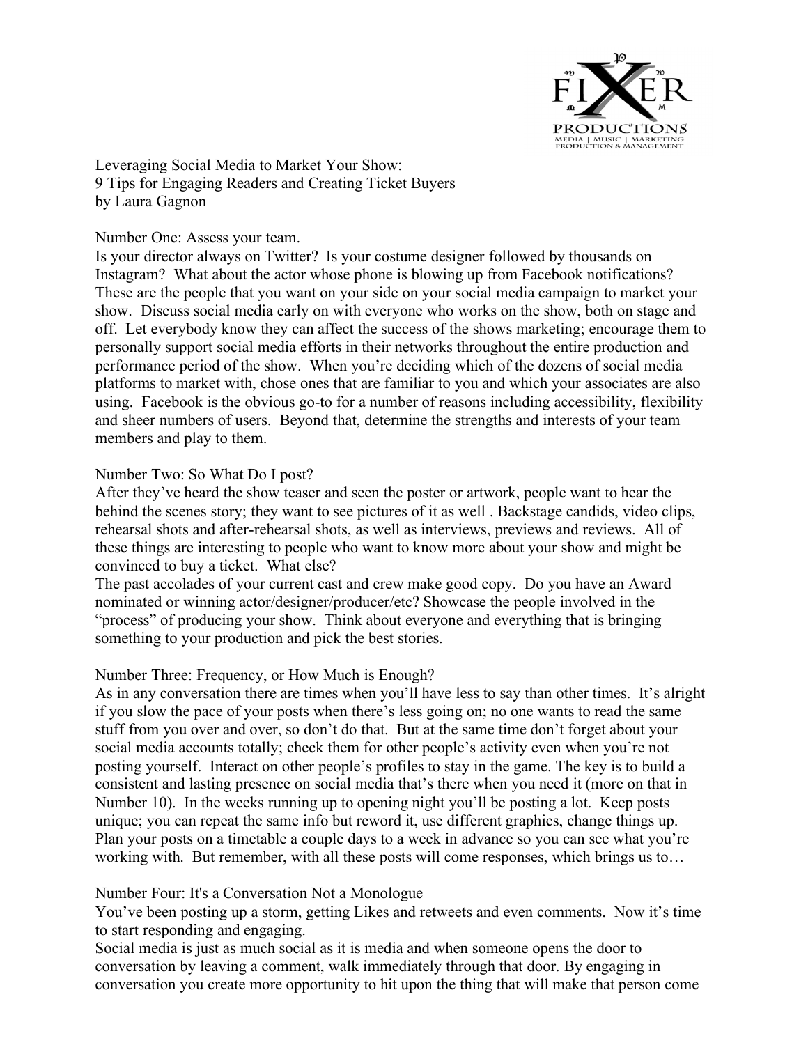# Leveraging Social Media to Market Your Show:
## 9 Tips for Engaging Readers and Creating Ticket Buyers
by Laura Gagnon

### Number One: Assess your team.

Is your director always on Twitter? Is your costume designer followed by thousands on Instagram? What about the actor whose phone is blowing up from Facebook notifications? These are the people that you want on your side on your social media campaign to market your show. Discuss social media early on with everyone who works on the show, both on stage and off. Let everybody know they can affect the success of the shows marketing; encourage them to personally support social media efforts in their networks throughout the entire production and performance period of the show. When you're deciding which of the dozens of social media platforms to market with, chose ones that are familiar to you and which your associates are also using. Facebook is the obvious go-to for a number of reasons including accessibility, flexibility and sheer numbers of users. Beyond that, determine the strengths and interests of your team members and play to them.

### Number Two: So What Do I post?

After they've heard the show teaser and seen the poster or artwork, people want to hear the behind the scenes story; they want to see pictures of it as well . Backstage candids, video clips, rehearsal shots and after-rehearsal shots, as well as interviews, previews and reviews. All of these things are interesting to people who want to know more about your show and might be convinced to buy a ticket. What else?

The past accolades of your current cast and crew make good copy. Do you have an Award nominated or winning actor/designer/producer/etc? Showcase the people involved in the "process" of producing your show. Think about everyone and everything that is bringing something to your production and pick the best stories.

### Number Three: Frequency, or How Much is Enough?

As in any conversation there are times when you'll have less to say than other times. It's alright if you slow the pace of your posts when there's less going on; no one wants to read the same stuff from you over and over, so don't do that. But at the same time don't forget about your social media accounts totally; check them for other people's activity even when you're not posting yourself. Interact on other people's profiles to stay in the game. The key is to build a consistent and lasting presence on social media that's there when you need it (more on that in Number 10). In the weeks running up to opening night you'll be posting a lot. Keep posts unique; you can repeat the same info but reword it, use different graphics, change things up. Plan your posts on a timetable a couple days to a week in advance so you can see what you're working with. But remember, with all these posts will come responses, which brings us to…

### Number Four: It's a Conversation Not a Monologue

You've been posting up a storm, getting Likes and retweets and even comments. Now it's time to start responding and engaging.

Social media is just as much social as it is media and when someone opens the door to conversation by leaving a comment, walk immediately through that door. By engaging in conversation you create more opportunity to hit upon the thing that will make that person come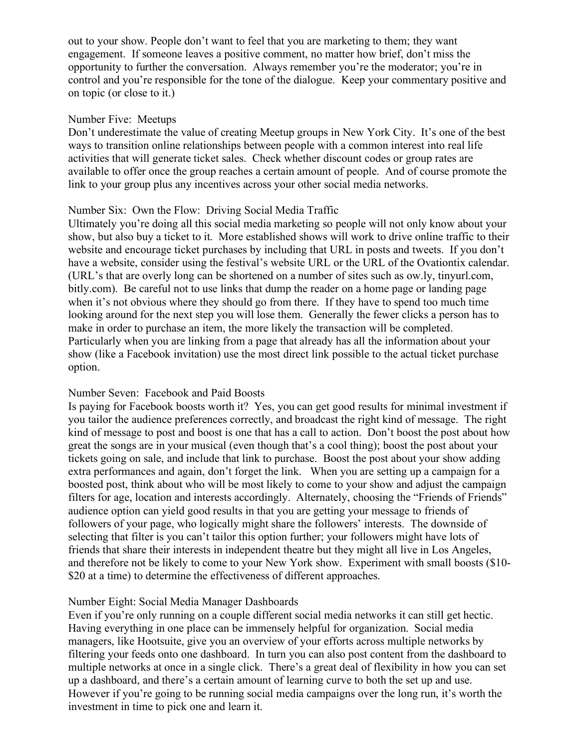out to your show. People don't want to feel that you are marketing to them; they want engagement. If someone leaves a positive comment, no matter how brief, don't miss the opportunity to further the conversation. Always remember you're the moderator; you're in control and you're responsible for the tone of the dialogue. Keep your commentary positive and on topic (or close to it.)

Number Five: Meetups

Don't underestimate the value of creating Meetup groups in New York City. It's one of the best ways to transition online relationships between people with a common interest into real life activities that will generate ticket sales. Check whether discount codes or group rates are available to offer once the group reaches a certain amount of people. And of course promote the link to your group plus any incentives across your other social media networks.

Number Six: Own the Flow: Driving Social Media Traffic

Ultimately you're doing all this social media marketing so people will not only know about your show, but also buy a ticket to it. More established shows will work to drive online traffic to their website and encourage ticket purchases by including that URL in posts and tweets. If you don't have a website, consider using the festival's website URL or the URL of the Ovationtix calendar. (URL's that are overly long can be shortened on a number of sites such as ow.ly, tinyurl.com, bitly.com). Be careful not to use links that dump the reader on a home page or landing page when it's not obvious where they should go from there. If they have to spend too much time looking around for the next step you will lose them. Generally the fewer clicks a person has to make in order to purchase an item, the more likely the transaction will be completed. Particularly when you are linking from a page that already has all the information about your show (like a Facebook invitation) use the most direct link possible to the actual ticket purchase option.

Number Seven: Facebook and Paid Boosts

Is paying for Facebook boosts worth it? Yes, you can get good results for minimal investment if you tailor the audience preferences correctly, and broadcast the right kind of message. The right kind of message to post and boost is one that has a call to action. Don't boost the post about how great the songs are in your musical (even though that's a cool thing); boost the post about your tickets going on sale, and include that link to purchase. Boost the post about your show adding extra performances and again, don't forget the link. When you are setting up a campaign for a boosted post, think about who will be most likely to come to your show and adjust the campaign filters for age, location and interests accordingly. Alternately, choosing the "Friends of Friends" audience option can yield good results in that you are getting your message to friends of followers of your page, who logically might share the followers' interests. The downside of selecting that filter is you can't tailor this option further; your followers might have lots of friends that share their interests in independent theatre but they might all live in Los Angeles, and therefore not be likely to come to your New York show. Experiment with small boosts ($10-$20 at a time) to determine the effectiveness of different approaches.

Number Eight: Social Media Manager Dashboards

Even if you're only running on a couple different social media networks it can still get hectic. Having everything in one place can be immensely helpful for organization. Social media managers, like Hootsuite, give you an overview of your efforts across multiple networks by filtering your feeds onto one dashboard. In turn you can also post content from the dashboard to multiple networks at once in a single click. There's a great deal of flexibility in how you can set up a dashboard, and there's a certain amount of learning curve to both the set up and use. However if you're going to be running social media campaigns over the long run, it's worth the investment in time to pick one and learn it.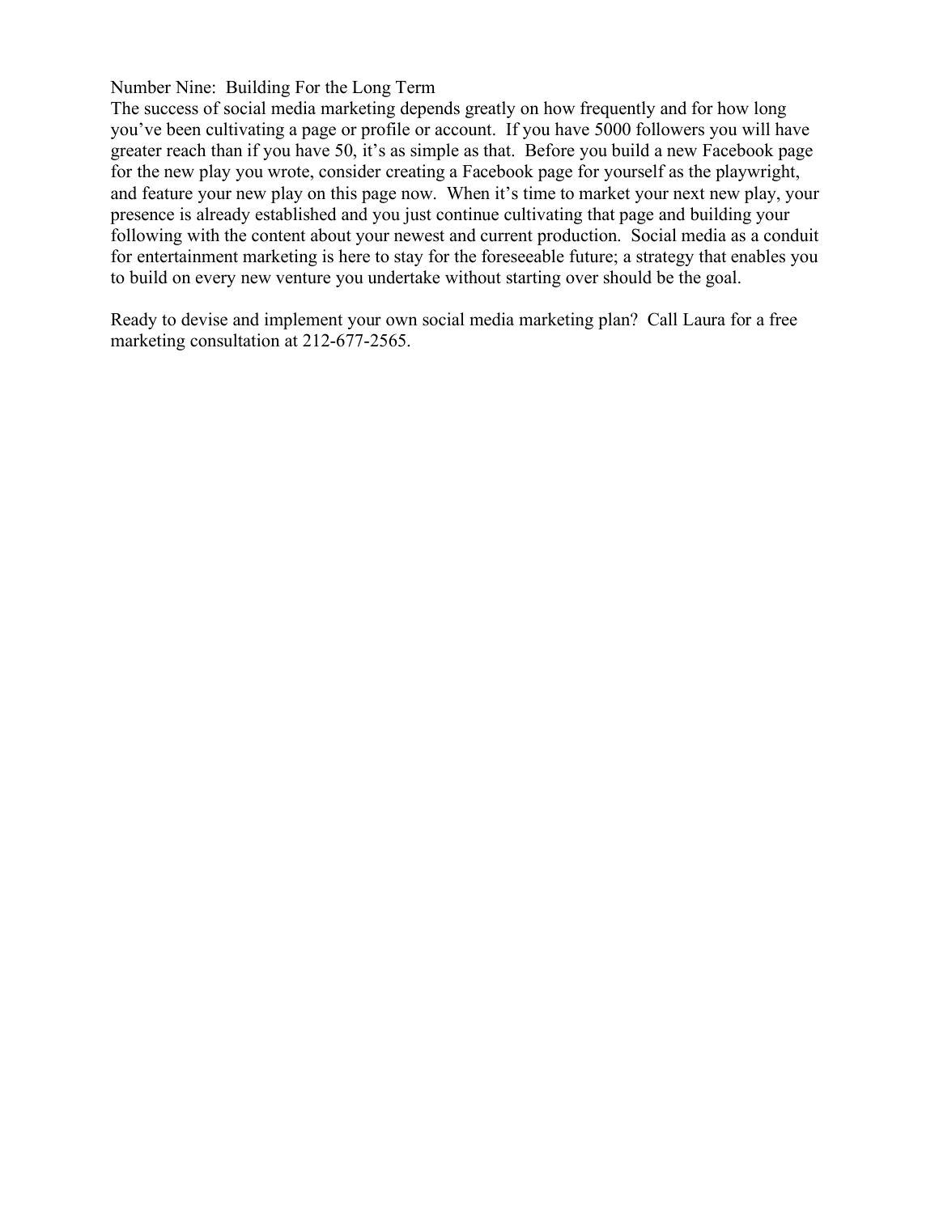Number Nine:  Building For the Long Term

The success of social media marketing depends greatly on how frequently and for how long you've been cultivating a page or profile or account.  If you have 5000 followers you will have greater reach than if you have 50, it's as simple as that.  Before you build a new Facebook page for the new play you wrote, consider creating a Facebook page for yourself as the playwright, and feature your new play on this page now.  When it's time to market your next new play, your presence is already established and you just continue cultivating that page and building your following with the content about your newest and current production.  Social media as a conduit for entertainment marketing is here to stay for the foreseeable future; a strategy that enables you to build on every new venture you undertake without starting over should be the goal.

Ready to devise and implement your own social media marketing plan?  Call Laura for a free marketing consultation at 212-677-2565.